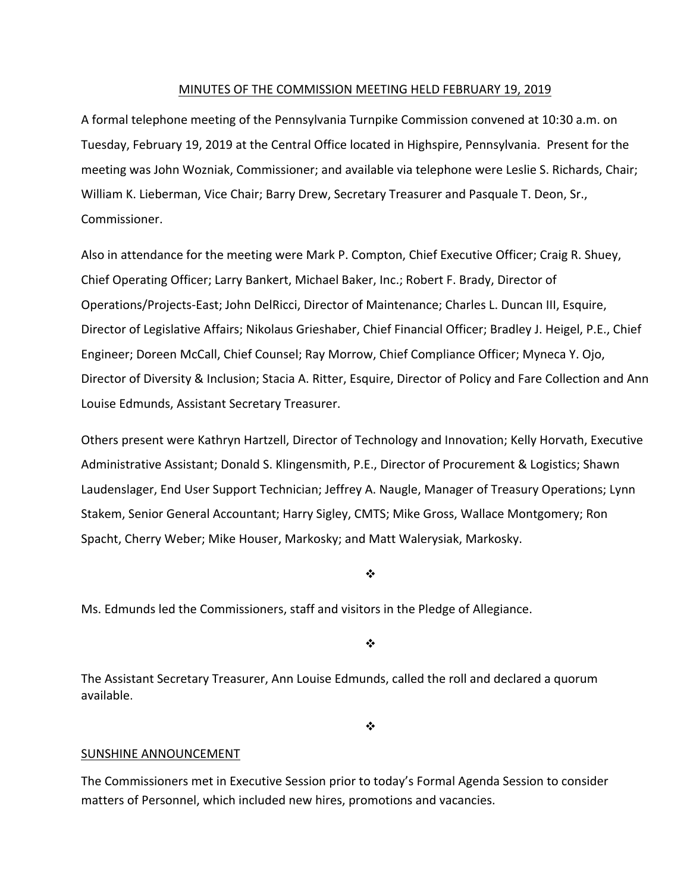MINUTES OF THE COMMISSION MEETING HELD FEBRUARY 19, 2019

A formal telephone meeting of the Pennsylvania Turnpike Commission convened at 10:30 a.m. on Tuesday, February 19, 2019 at the Central Office located in Highspire, Pennsylvania. Present for the meeting was John Wozniak, Commissioner; and available via telephone were Leslie S. Richards, Chair; William K. Lieberman, Vice Chair; Barry Drew, Secretary Treasurer and Pasquale T. Deon, Sr., Commissioner.

Also in attendance for the meeting were Mark P. Compton, Chief Executive Officer; Craig R. Shuey, Chief Operating Officer; Larry Bankert, Michael Baker, Inc.; Robert F. Brady, Director of Operations/Projects-East; John DelRicci, Director of Maintenance; Charles L. Duncan III, Esquire, Director of Legislative Affairs; Nikolaus Grieshaber, Chief Financial Officer; Bradley J. Heigel, P.E., Chief Engineer; Doreen McCall, Chief Counsel; Ray Morrow, Chief Compliance Officer; Myneca Y. Ojo, Director of Diversity & Inclusion; Stacia A. Ritter, Esquire, Director of Policy and Fare Collection and Ann Louise Edmunds, Assistant Secretary Treasurer.

Others present were Kathryn Hartzell, Director of Technology and Innovation; Kelly Horvath, Executive Administrative Assistant; Donald S. Klingensmith, P.E., Director of Procurement & Logistics; Shawn Laudenslager, End User Support Technician; Jeffrey A. Naugle, Manager of Treasury Operations; Lynn Stakem, Senior General Accountant; Harry Sigley, CMTS; Mike Gross, Wallace Montgomery; Ron Spacht, Cherry Weber; Mike Houser, Markosky; and Matt Walerysiak, Markosky.

❖

Ms. Edmunds led the Commissioners, staff and visitors in the Pledge of Allegiance.

❖

The Assistant Secretary Treasurer, Ann Louise Edmunds, called the roll and declared a quorum available.

❖

SUNSHINE ANNOUNCEMENT

The Commissioners met in Executive Session prior to today's Formal Agenda Session to consider matters of Personnel, which included new hires, promotions and vacancies.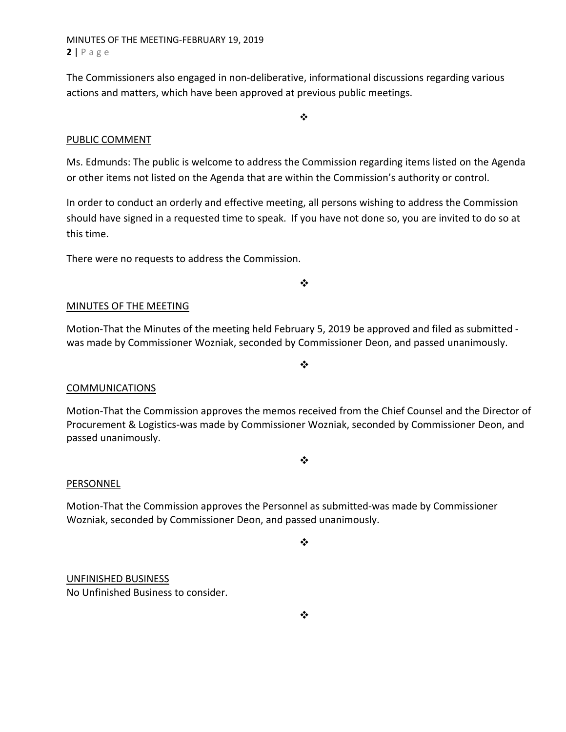The Commissioners also engaged in non-deliberative, informational discussions regarding various actions and matters, which have been approved at previous public meetings.

❖

## PUBLIC COMMENT

Ms. Edmunds: The public is welcome to address the Commission regarding items listed on the Agenda or other items not listed on the Agenda that are within the Commission's authority or control.

In order to conduct an orderly and effective meeting, all persons wishing to address the Commission should have signed in a requested time to speak. If you have not done so, you are invited to do so at this time.

There were no requests to address the Commission.

❖

## MINUTES OF THE MEETING

Motion-That the Minutes of the meeting held February 5, 2019 be approved and filed as submitted - was made by Commissioner Wozniak, seconded by Commissioner Deon, and passed unanimously.

❖

## COMMUNICATIONS

Motion-That the Commission approves the memos received from the Chief Counsel and the Director of Procurement & Logistics-was made by Commissioner Wozniak, seconded by Commissioner Deon, and passed unanimously.

❖

## PERSONNEL

Motion-That the Commission approves the Personnel as submitted-was made by Commissioner Wozniak, seconded by Commissioner Deon, and passed unanimously.

❖

## UNFINISHED BUSINESS

No Unfinished Business to consider.

❖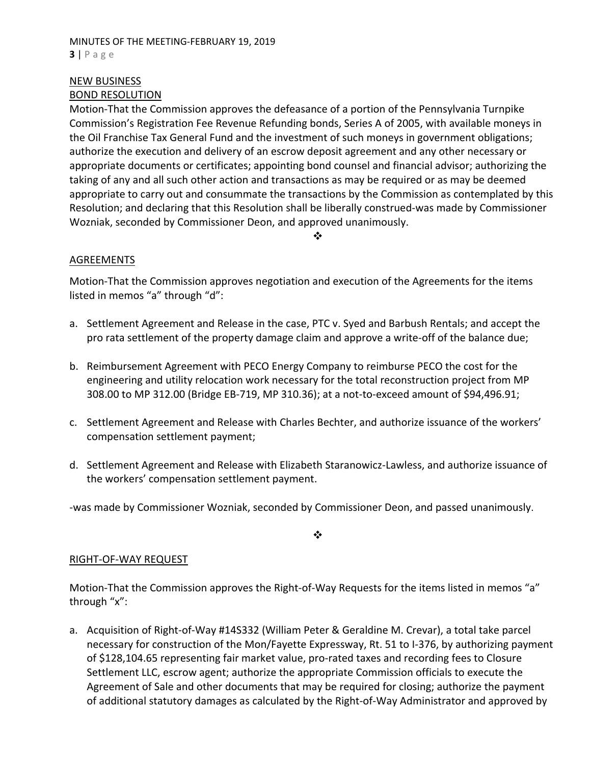NEW BUSINESS

BOND RESOLUTION

Motion-That the Commission approves the defeasance of a portion of the Pennsylvania Turnpike Commission's Registration Fee Revenue Refunding bonds, Series A of 2005, with available moneys in the Oil Franchise Tax General Fund and the investment of such moneys in government obligations; authorize the execution and delivery of an escrow deposit agreement and any other necessary or appropriate documents or certificates; appointing bond counsel and financial advisor; authorizing the taking of any and all such other action and transactions as may be required or as may be deemed appropriate to carry out and consummate the transactions by the Commission as contemplated by this Resolution; and declaring that this Resolution shall be liberally construed-was made by Commissioner Wozniak, seconded by Commissioner Deon, and approved unanimously.

❖

AGREEMENTS

Motion-That the Commission approves negotiation and execution of the Agreements for the items listed in memos "a" through "d":

a. Settlement Agreement and Release in the case, PTC v. Syed and Barbush Rentals; and accept the pro rata settlement of the property damage claim and approve a write-off of the balance due;

b. Reimbursement Agreement with PECO Energy Company to reimburse PECO the cost for the engineering and utility relocation work necessary for the total reconstruction project from MP 308.00 to MP 312.00 (Bridge EB-719, MP 310.36); at a not-to-exceed amount of $94,496.91;

c. Settlement Agreement and Release with Charles Bechter, and authorize issuance of the workers' compensation settlement payment;

d. Settlement Agreement and Release with Elizabeth Staranowicz-Lawless, and authorize issuance of the workers' compensation settlement payment.

-was made by Commissioner Wozniak, seconded by Commissioner Deon, and passed unanimously.

❖

RIGHT-OF-WAY REQUEST

Motion-That the Commission approves the Right-of-Way Requests for the items listed in memos "a" through "x":

a. Acquisition of Right-of-Way #14S332 (William Peter & Geraldine M. Crevar), a total take parcel necessary for construction of the Mon/Fayette Expressway, Rt. 51 to I-376, by authorizing payment of $128,104.65 representing fair market value, pro-rated taxes and recording fees to Closure Settlement LLC, escrow agent; authorize the appropriate Commission officials to execute the Agreement of Sale and other documents that may be required for closing; authorize the payment of additional statutory damages as calculated by the Right-of-Way Administrator and approved by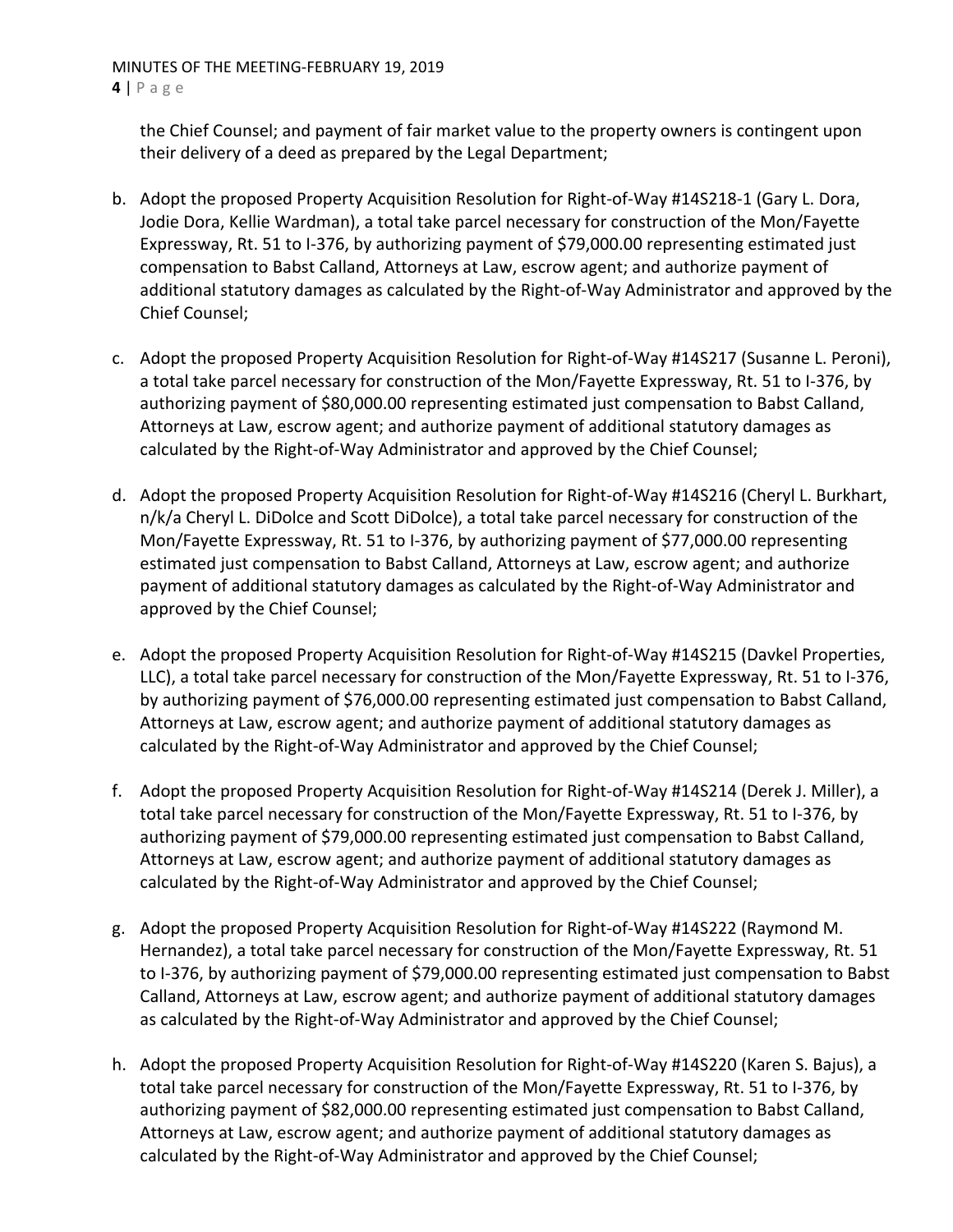the Chief Counsel; and payment of fair market value to the property owners is contingent upon their delivery of a deed as prepared by the Legal Department;

b. Adopt the proposed Property Acquisition Resolution for Right-of-Way #14S218-1 (Gary L. Dora, Jodie Dora, Kellie Wardman), a total take parcel necessary for construction of the Mon/Fayette Expressway, Rt. 51 to I-376, by authorizing payment of $79,000.00 representing estimated just compensation to Babst Calland, Attorneys at Law, escrow agent; and authorize payment of additional statutory damages as calculated by the Right-of-Way Administrator and approved by the Chief Counsel;

c. Adopt the proposed Property Acquisition Resolution for Right-of-Way #14S217 (Susanne L. Peroni), a total take parcel necessary for construction of the Mon/Fayette Expressway, Rt. 51 to I-376, by authorizing payment of $80,000.00 representing estimated just compensation to Babst Calland, Attorneys at Law, escrow agent; and authorize payment of additional statutory damages as calculated by the Right-of-Way Administrator and approved by the Chief Counsel;

d. Adopt the proposed Property Acquisition Resolution for Right-of-Way #14S216 (Cheryl L. Burkhart, n/k/a Cheryl L. DiDolce and Scott DiDolce), a total take parcel necessary for construction of the Mon/Fayette Expressway, Rt. 51 to I-376, by authorizing payment of $77,000.00 representing estimated just compensation to Babst Calland, Attorneys at Law, escrow agent; and authorize payment of additional statutory damages as calculated by the Right-of-Way Administrator and approved by the Chief Counsel;

e. Adopt the proposed Property Acquisition Resolution for Right-of-Way #14S215 (Davkel Properties, LLC), a total take parcel necessary for construction of the Mon/Fayette Expressway, Rt. 51 to I-376, by authorizing payment of $76,000.00 representing estimated just compensation to Babst Calland, Attorneys at Law, escrow agent; and authorize payment of additional statutory damages as calculated by the Right-of-Way Administrator and approved by the Chief Counsel;

f. Adopt the proposed Property Acquisition Resolution for Right-of-Way #14S214 (Derek J. Miller), a total take parcel necessary for construction of the Mon/Fayette Expressway, Rt. 51 to I-376, by authorizing payment of $79,000.00 representing estimated just compensation to Babst Calland, Attorneys at Law, escrow agent; and authorize payment of additional statutory damages as calculated by the Right-of-Way Administrator and approved by the Chief Counsel;

g. Adopt the proposed Property Acquisition Resolution for Right-of-Way #14S222 (Raymond M. Hernandez), a total take parcel necessary for construction of the Mon/Fayette Expressway, Rt. 51 to I-376, by authorizing payment of $79,000.00 representing estimated just compensation to Babst Calland, Attorneys at Law, escrow agent; and authorize payment of additional statutory damages as calculated by the Right-of-Way Administrator and approved by the Chief Counsel;

h. Adopt the proposed Property Acquisition Resolution for Right-of-Way #14S220 (Karen S. Bajus), a total take parcel necessary for construction of the Mon/Fayette Expressway, Rt. 51 to I-376, by authorizing payment of $82,000.00 representing estimated just compensation to Babst Calland, Attorneys at Law, escrow agent; and authorize payment of additional statutory damages as calculated by the Right-of-Way Administrator and approved by the Chief Counsel;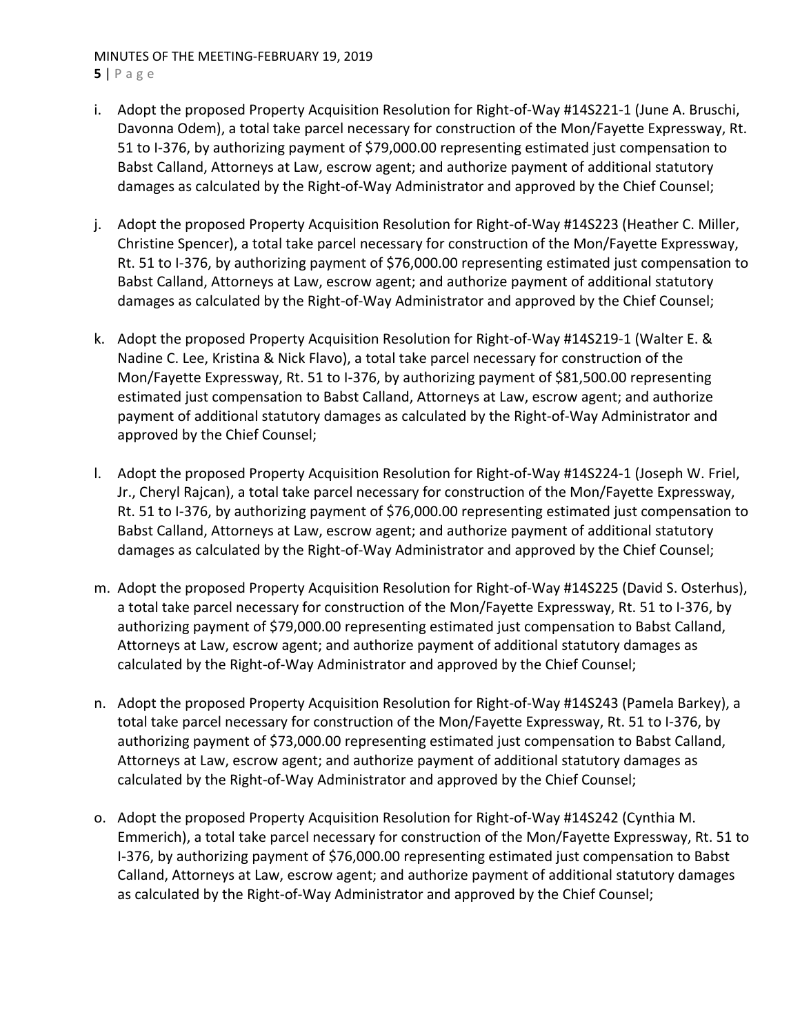i. Adopt the proposed Property Acquisition Resolution for Right-of-Way #14S221-1 (June A. Bruschi, Davonna Odem), a total take parcel necessary for construction of the Mon/Fayette Expressway, Rt. 51 to I-376, by authorizing payment of $79,000.00 representing estimated just compensation to Babst Calland, Attorneys at Law, escrow agent; and authorize payment of additional statutory damages as calculated by the Right-of-Way Administrator and approved by the Chief Counsel;

j. Adopt the proposed Property Acquisition Resolution for Right-of-Way #14S223 (Heather C. Miller, Christine Spencer), a total take parcel necessary for construction of the Mon/Fayette Expressway, Rt. 51 to I-376, by authorizing payment of $76,000.00 representing estimated just compensation to Babst Calland, Attorneys at Law, escrow agent; and authorize payment of additional statutory damages as calculated by the Right-of-Way Administrator and approved by the Chief Counsel;

k. Adopt the proposed Property Acquisition Resolution for Right-of-Way #14S219-1 (Walter E. & Nadine C. Lee, Kristina & Nick Flavo), a total take parcel necessary for construction of the Mon/Fayette Expressway, Rt. 51 to I-376, by authorizing payment of $81,500.00 representing estimated just compensation to Babst Calland, Attorneys at Law, escrow agent; and authorize payment of additional statutory damages as calculated by the Right-of-Way Administrator and approved by the Chief Counsel;

l. Adopt the proposed Property Acquisition Resolution for Right-of-Way #14S224-1 (Joseph W. Friel, Jr., Cheryl Rajcan), a total take parcel necessary for construction of the Mon/Fayette Expressway, Rt. 51 to I-376, by authorizing payment of $76,000.00 representing estimated just compensation to Babst Calland, Attorneys at Law, escrow agent; and authorize payment of additional statutory damages as calculated by the Right-of-Way Administrator and approved by the Chief Counsel;

m. Adopt the proposed Property Acquisition Resolution for Right-of-Way #14S225 (David S. Osterhus), a total take parcel necessary for construction of the Mon/Fayette Expressway, Rt. 51 to I-376, by authorizing payment of $79,000.00 representing estimated just compensation to Babst Calland, Attorneys at Law, escrow agent; and authorize payment of additional statutory damages as calculated by the Right-of-Way Administrator and approved by the Chief Counsel;

n. Adopt the proposed Property Acquisition Resolution for Right-of-Way #14S243 (Pamela Barkey), a total take parcel necessary for construction of the Mon/Fayette Expressway, Rt. 51 to I-376, by authorizing payment of $73,000.00 representing estimated just compensation to Babst Calland, Attorneys at Law, escrow agent; and authorize payment of additional statutory damages as calculated by the Right-of-Way Administrator and approved by the Chief Counsel;

o. Adopt the proposed Property Acquisition Resolution for Right-of-Way #14S242 (Cynthia M. Emmerich), a total take parcel necessary for construction of the Mon/Fayette Expressway, Rt. 51 to I-376, by authorizing payment of $76,000.00 representing estimated just compensation to Babst Calland, Attorneys at Law, escrow agent; and authorize payment of additional statutory damages as calculated by the Right-of-Way Administrator and approved by the Chief Counsel;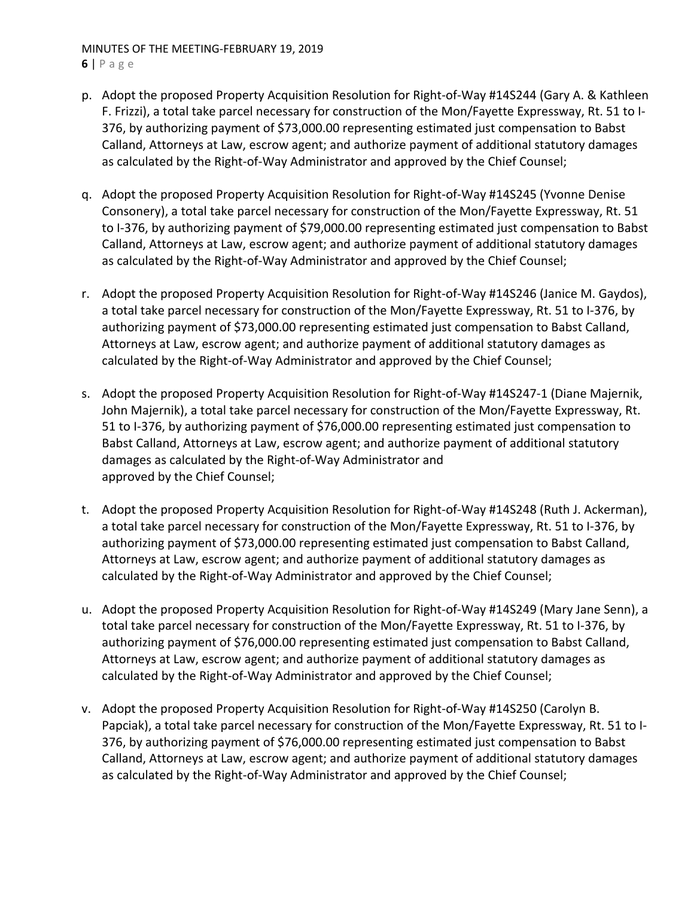p. Adopt the proposed Property Acquisition Resolution for Right-of-Way #14S244 (Gary A. & Kathleen F. Frizzi), a total take parcel necessary for construction of the Mon/Fayette Expressway, Rt. 51 to I-376, by authorizing payment of $73,000.00 representing estimated just compensation to Babst Calland, Attorneys at Law, escrow agent; and authorize payment of additional statutory damages as calculated by the Right-of-Way Administrator and approved by the Chief Counsel;

q. Adopt the proposed Property Acquisition Resolution for Right-of-Way #14S245 (Yvonne Denise Consonery), a total take parcel necessary for construction of the Mon/Fayette Expressway, Rt. 51 to I-376, by authorizing payment of $79,000.00 representing estimated just compensation to Babst Calland, Attorneys at Law, escrow agent; and authorize payment of additional statutory damages as calculated by the Right-of-Way Administrator and approved by the Chief Counsel;

r. Adopt the proposed Property Acquisition Resolution for Right-of-Way #14S246 (Janice M. Gaydos), a total take parcel necessary for construction of the Mon/Fayette Expressway, Rt. 51 to I-376, by authorizing payment of $73,000.00 representing estimated just compensation to Babst Calland, Attorneys at Law, escrow agent; and authorize payment of additional statutory damages as calculated by the Right-of-Way Administrator and approved by the Chief Counsel;

s. Adopt the proposed Property Acquisition Resolution for Right-of-Way #14S247-1 (Diane Majernik, John Majernik), a total take parcel necessary for construction of the Mon/Fayette Expressway, Rt. 51 to I-376, by authorizing payment of $76,000.00 representing estimated just compensation to Babst Calland, Attorneys at Law, escrow agent; and authorize payment of additional statutory damages as calculated by the Right-of-Way Administrator and approved by the Chief Counsel;

t. Adopt the proposed Property Acquisition Resolution for Right-of-Way #14S248 (Ruth J. Ackerman), a total take parcel necessary for construction of the Mon/Fayette Expressway, Rt. 51 to I-376, by authorizing payment of $73,000.00 representing estimated just compensation to Babst Calland, Attorneys at Law, escrow agent; and authorize payment of additional statutory damages as calculated by the Right-of-Way Administrator and approved by the Chief Counsel;

u. Adopt the proposed Property Acquisition Resolution for Right-of-Way #14S249 (Mary Jane Senn), a total take parcel necessary for construction of the Mon/Fayette Expressway, Rt. 51 to I-376, by authorizing payment of $76,000.00 representing estimated just compensation to Babst Calland, Attorneys at Law, escrow agent; and authorize payment of additional statutory damages as calculated by the Right-of-Way Administrator and approved by the Chief Counsel;

v. Adopt the proposed Property Acquisition Resolution for Right-of-Way #14S250 (Carolyn B. Papciak), a total take parcel necessary for construction of the Mon/Fayette Expressway, Rt. 51 to I-376, by authorizing payment of $76,000.00 representing estimated just compensation to Babst Calland, Attorneys at Law, escrow agent; and authorize payment of additional statutory damages as calculated by the Right-of-Way Administrator and approved by the Chief Counsel;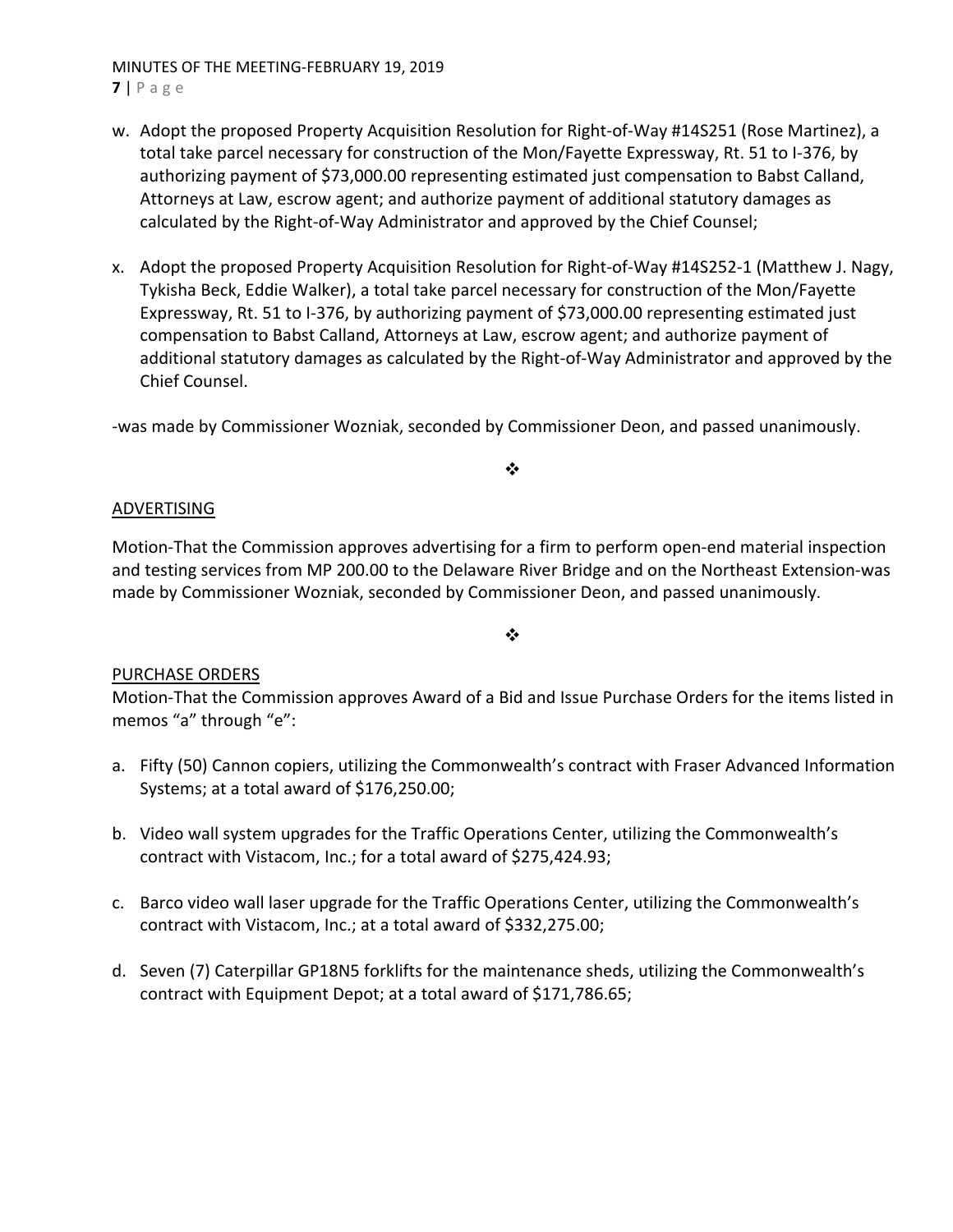w. Adopt the proposed Property Acquisition Resolution for Right-of-Way #14S251 (Rose Martinez), a total take parcel necessary for construction of the Mon/Fayette Expressway, Rt. 51 to I-376, by authorizing payment of $73,000.00 representing estimated just compensation to Babst Calland, Attorneys at Law, escrow agent; and authorize payment of additional statutory damages as calculated by the Right-of-Way Administrator and approved by the Chief Counsel;

x. Adopt the proposed Property Acquisition Resolution for Right-of-Way #14S252-1 (Matthew J. Nagy, Tykisha Beck, Eddie Walker), a total take parcel necessary for construction of the Mon/Fayette Expressway, Rt. 51 to I-376, by authorizing payment of $73,000.00 representing estimated just compensation to Babst Calland, Attorneys at Law, escrow agent; and authorize payment of additional statutory damages as calculated by the Right-of-Way Administrator and approved by the Chief Counsel.

-was made by Commissioner Wozniak, seconded by Commissioner Deon, and passed unanimously.

❖

ADVERTISING

Motion-That the Commission approves advertising for a firm to perform open-end material inspection and testing services from MP 200.00 to the Delaware River Bridge and on the Northeast Extension-was made by Commissioner Wozniak, seconded by Commissioner Deon, and passed unanimously.

❖

PURCHASE ORDERS

Motion-That the Commission approves Award of a Bid and Issue Purchase Orders for the items listed in memos "a" through "e":

a. Fifty (50) Cannon copiers, utilizing the Commonwealth's contract with Fraser Advanced Information Systems; at a total award of $176,250.00;

b. Video wall system upgrades for the Traffic Operations Center, utilizing the Commonwealth's contract with Vistacom, Inc.; for a total award of $275,424.93;

c. Barco video wall laser upgrade for the Traffic Operations Center, utilizing the Commonwealth's contract with Vistacom, Inc.; at a total award of $332,275.00;

d. Seven (7) Caterpillar GP18N5 forklifts for the maintenance sheds, utilizing the Commonwealth's contract with Equipment Depot; at a total award of $171,786.65;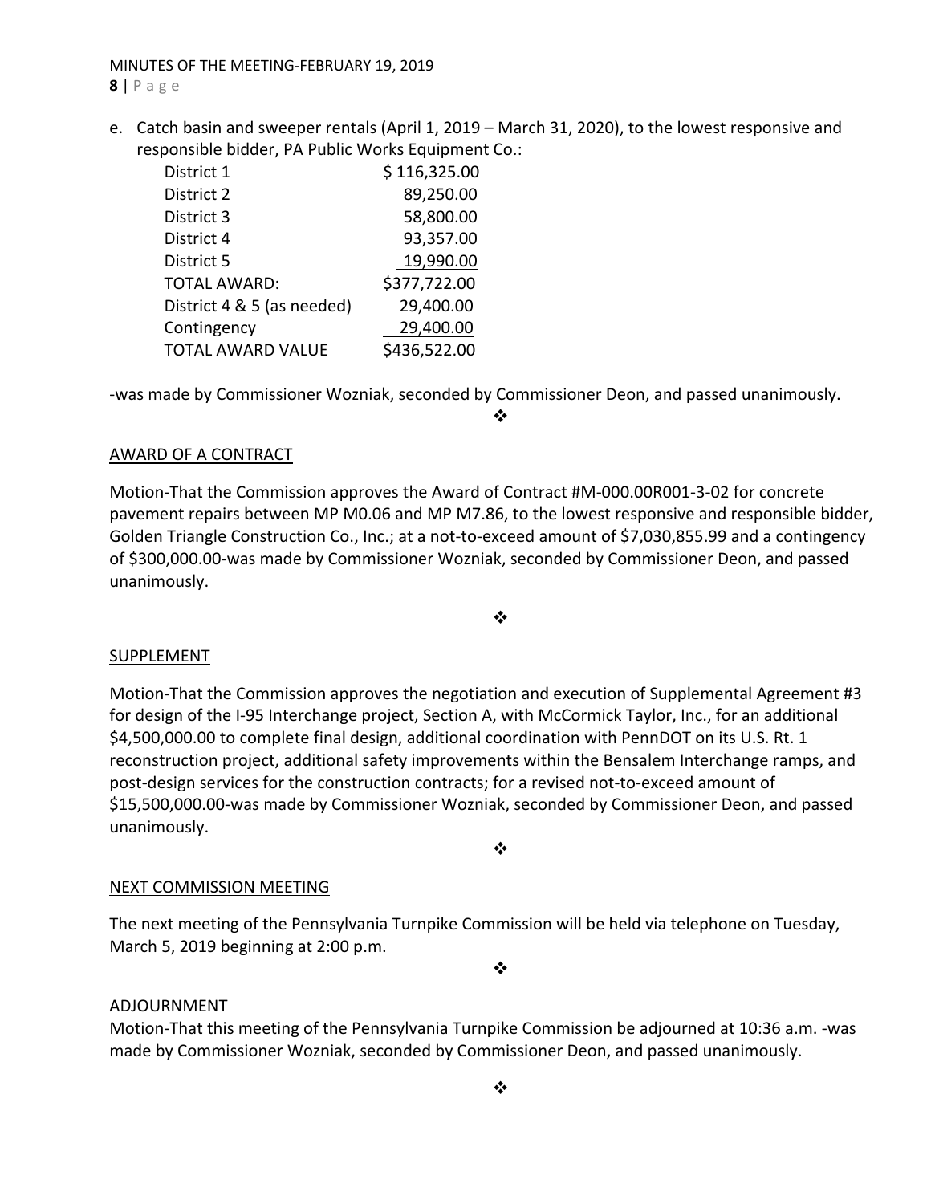e. Catch basin and sweeper rentals (April 1, 2019 – March 31, 2020), to the lowest responsive and responsible bidder, PA Public Works Equipment Co.:

| | |
|---|---|
| District 1 | $ 116,325.00 |
| District 2 | 89,250.00 |
| District 3 | 58,800.00 |
| District 4 | 93,357.00 |
| District 5 | 19,990.00 |
| TOTAL AWARD: | $377,722.00 |
| District 4 & 5 (as needed) | 29,400.00 |
| Contingency | 29,400.00 |
| TOTAL AWARD VALUE | $436,522.00 |

-was made by Commissioner Wozniak, seconded by Commissioner Deon, and passed unanimously.

❖

AWARD OF A CONTRACT

Motion-That the Commission approves the Award of Contract #M-000.00R001-3-02 for concrete pavement repairs between MP M0.06 and MP M7.86, to the lowest responsive and responsible bidder, Golden Triangle Construction Co., Inc.; at a not-to-exceed amount of $7,030,855.99 and a contingency of $300,000.00-was made by Commissioner Wozniak, seconded by Commissioner Deon, and passed unanimously.

❖

SUPPLEMENT

Motion-That the Commission approves the negotiation and execution of Supplemental Agreement #3 for design of the I-95 Interchange project, Section A, with McCormick Taylor, Inc., for an additional $4,500,000.00 to complete final design, additional coordination with PennDOT on its U.S. Rt. 1 reconstruction project, additional safety improvements within the Bensalem Interchange ramps, and post-design services for the construction contracts; for a revised not-to-exceed amount of $15,500,000.00-was made by Commissioner Wozniak, seconded by Commissioner Deon, and passed unanimously.

❖

NEXT COMMISSION MEETING

The next meeting of the Pennsylvania Turnpike Commission will be held via telephone on Tuesday, March 5, 2019 beginning at 2:00 p.m.

❖

ADJOURNMENT

Motion-That this meeting of the Pennsylvania Turnpike Commission be adjourned at 10:36 a.m. -was made by Commissioner Wozniak, seconded by Commissioner Deon, and passed unanimously.

❖